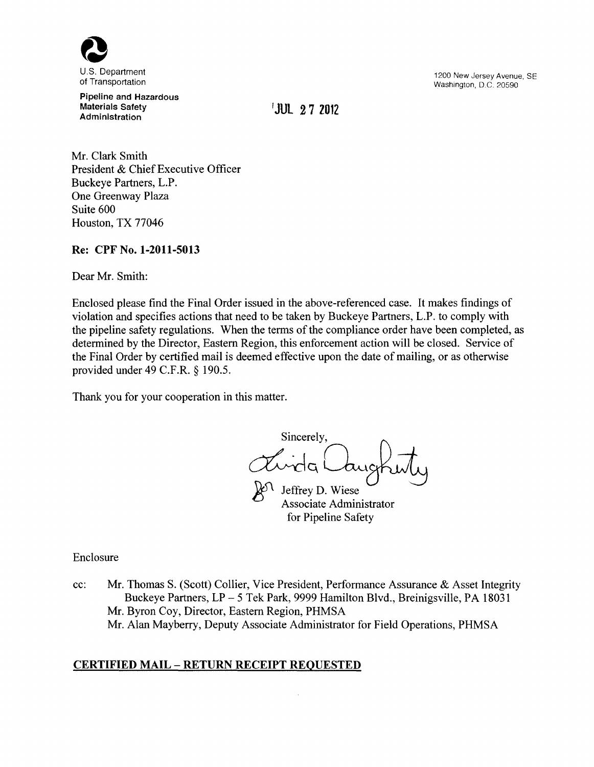U.S. Department of Transportation

**Pipeline and Hazardous Materials Safety Administration**

1200 New Jersey Avenue, SE
Washington, D.C. 20590

JUL 27 2012

Mr. Clark Smith
President & Chief Executive Officer
Buckeye Partners, L.P.
One Greenway Plaza
Suite 600
Houston, TX 77046

**Re: CPF No. 1-2011-5013**

Dear Mr. Smith:

Enclosed please find the Final Order issued in the above-referenced case. It makes findings of violation and specifies actions that need to be taken by Buckeye Partners, L.P. to comply with the pipeline safety regulations. When the terms of the compliance order have been completed, as determined by the Director, Eastern Region, this enforcement action will be closed. Service of the Final Order by certified mail is deemed effective upon the date of mailing, or as otherwise provided under 49 C.F.R. § 190.5.

Thank you for your cooperation in this matter.

Sincerely,

Linda Daugherty

for Jeffrey D. Wiese
Associate Administrator
for Pipeline Safety

Enclosure

cc: Mr. Thomas S. (Scott) Collier, Vice President, Performance Assurance & Asset Integrity
Buckeye Partners, LP – 5 Tek Park, 9999 Hamilton Blvd., Breinigsville, PA 18031
Mr. Byron Coy, Director, Eastern Region, PHMSA
Mr. Alan Mayberry, Deputy Associate Administrator for Field Operations, PHMSA

**CERTIFIED MAIL – RETURN RECEIPT REQUESTED**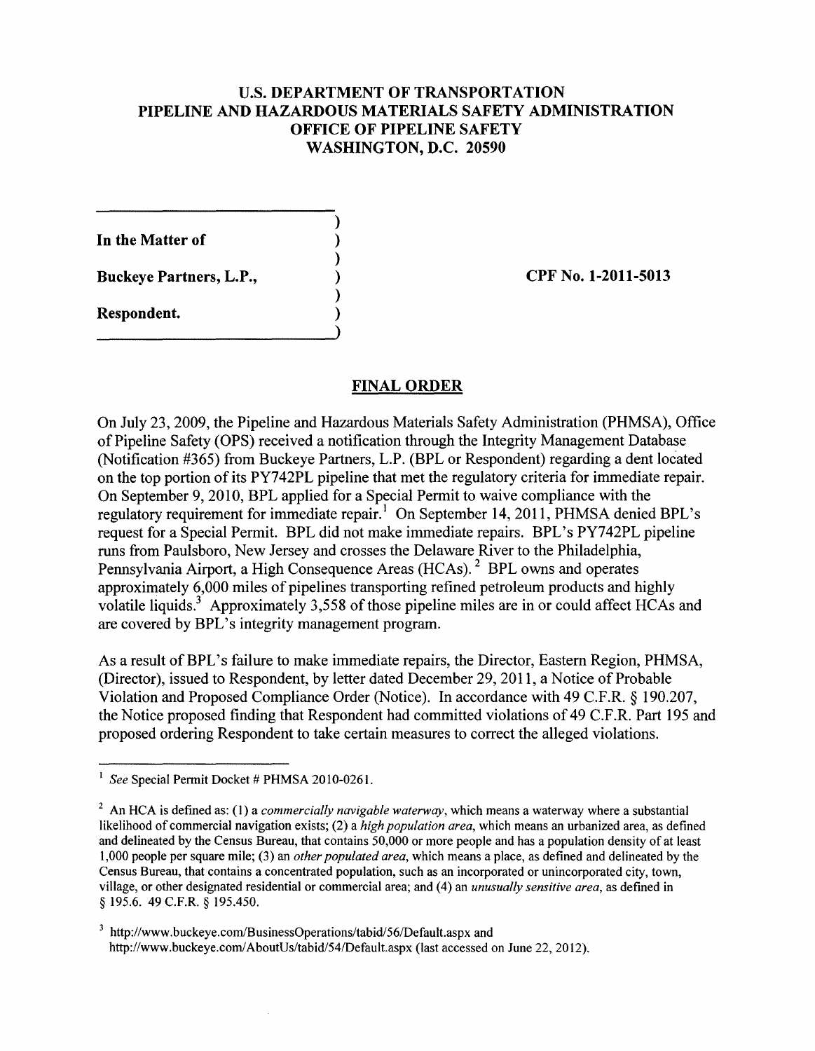**U.S. DEPARTMENT OF TRANSPORTATION**
**PIPELINE AND HAZARDOUS MATERIALS SAFETY ADMINISTRATION**
**OFFICE OF PIPELINE SAFETY**
**WASHINGTON, D.C. 20590**

| | |
|---|---|
| **In the Matter of** | |
| **Buckeye Partners, L.P.,** | **CPF No. 1-2011-5013** |
| **Respondent.** | |

## FINAL ORDER

On July 23, 2009, the Pipeline and Hazardous Materials Safety Administration (PHMSA), Office of Pipeline Safety (OPS) received a notification through the Integrity Management Database (Notification #365) from Buckeye Partners, L.P. (BPL or Respondent) regarding a dent located on the top portion of its PY742PL pipeline that met the regulatory criteria for immediate repair. On September 9, 2010, BPL applied for a Special Permit to waive compliance with the regulatory requirement for immediate repair.[1] On September 14, 2011, PHMSA denied BPL's request for a Special Permit. BPL did not make immediate repairs. BPL's PY742PL pipeline runs from Paulsboro, New Jersey and crosses the Delaware River to the Philadelphia, Pennsylvania Airport, a High Consequence Areas (HCAs).[2] BPL owns and operates approximately 6,000 miles of pipelines transporting refined petroleum products and highly volatile liquids.[3] Approximately 3,558 of those pipeline miles are in or could affect HCAs and are covered by BPL's integrity management program.

As a result of BPL's failure to make immediate repairs, the Director, Eastern Region, PHMSA, (Director), issued to Respondent, by letter dated December 29, 2011, a Notice of Probable Violation and Proposed Compliance Order (Notice). In accordance with 49 C.F.R. § 190.207, the Notice proposed finding that Respondent had committed violations of 49 C.F.R. Part 195 and proposed ordering Respondent to take certain measures to correct the alleged violations.

---

[1] *See* Special Permit Docket # PHMSA 2010-0261.

[2] An HCA is defined as: (1) a *commercially navigable waterway*, which means a waterway where a substantial likelihood of commercial navigation exists; (2) a *high population area*, which means an urbanized area, as defined and delineated by the Census Bureau, that contains 50,000 or more people and has a population density of at least 1,000 people per square mile; (3) an *other populated area*, which means a place, as defined and delineated by the Census Bureau, that contains a concentrated population, such as an incorporated or unincorporated city, town, village, or other designated residential or commercial area; and (4) an *unusually sensitive area*, as defined in § 195.6. 49 C.F.R. § 195.450.

[3] http://www.buckeye.com/BusinessOperations/tabid/56/Default.aspx and http://www.buckeye.com/AboutUs/tabid/54/Default.aspx (last accessed on June 22, 2012).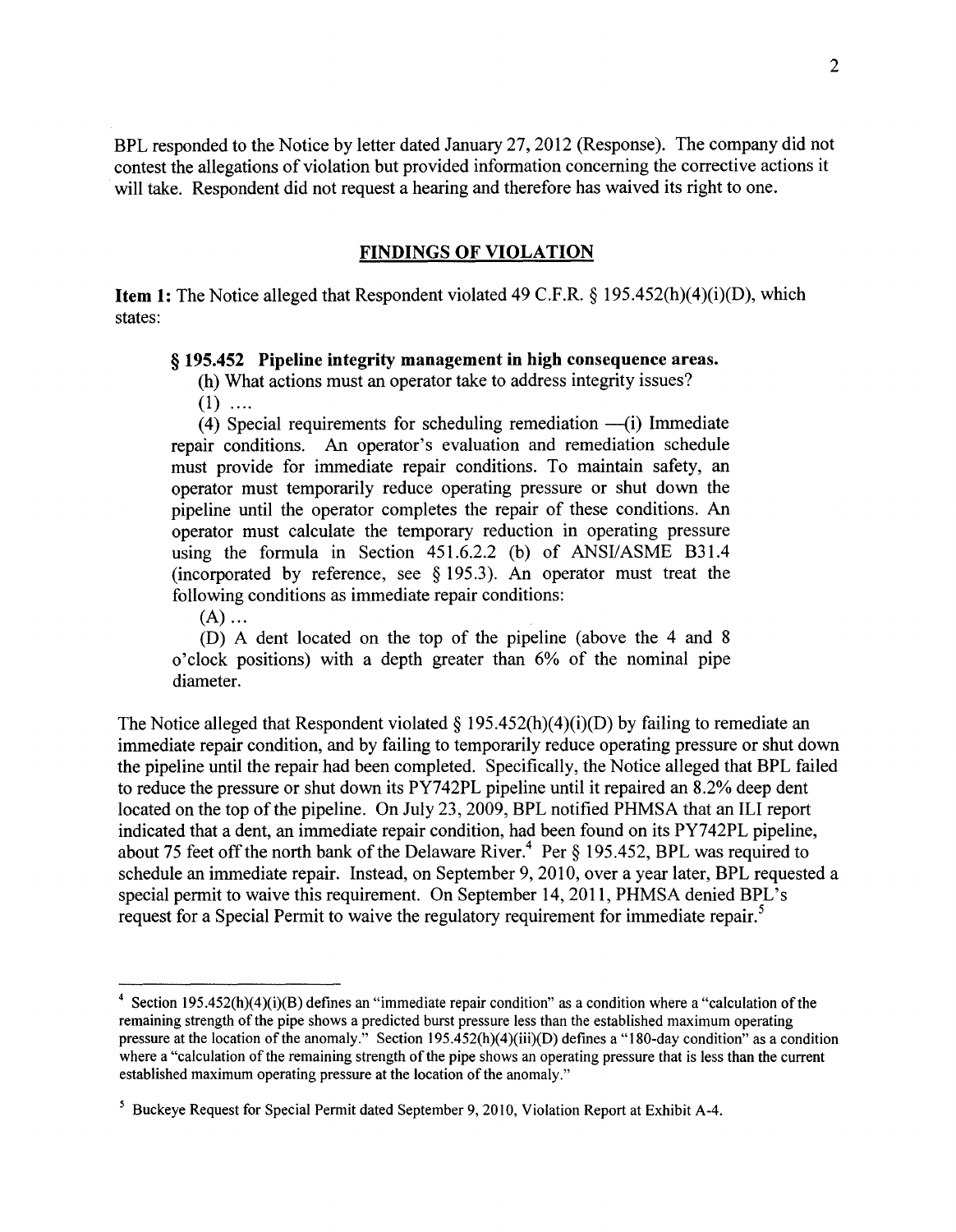BPL responded to the Notice by letter dated January 27, 2012 (Response). The company did not contest the allegations of violation but provided information concerning the corrective actions it will take. Respondent did not request a hearing and therefore has waived its right to one.

## FINDINGS OF VIOLATION

**Item 1:** The Notice alleged that Respondent violated 49 C.F.R. § 195.452(h)(4)(i)(D), which states:

> **§ 195.452 Pipeline integrity management in high consequence areas.**
>
> (h) What actions must an operator take to address integrity issues?
>
> (1) ....
>
> (4) Special requirements for scheduling remediation —(i) Immediate repair conditions. An operator's evaluation and remediation schedule must provide for immediate repair conditions. To maintain safety, an operator must temporarily reduce operating pressure or shut down the pipeline until the operator completes the repair of these conditions. An operator must calculate the temporary reduction in operating pressure using the formula in Section 451.6.2.2 (b) of ANSI/ASME B31.4 (incorporated by reference, see § 195.3). An operator must treat the following conditions as immediate repair conditions:
>
> (A) ...
>
> (D) A dent located on the top of the pipeline (above the 4 and 8 o'clock positions) with a depth greater than 6% of the nominal pipe diameter.

The Notice alleged that Respondent violated § 195.452(h)(4)(i)(D) by failing to remediate an immediate repair condition, and by failing to temporarily reduce operating pressure or shut down the pipeline until the repair had been completed. Specifically, the Notice alleged that BPL failed to reduce the pressure or shut down its PY742PL pipeline until it repaired an 8.2% deep dent located on the top of the pipeline. On July 23, 2009, BPL notified PHMSA that an ILI report indicated that a dent, an immediate repair condition, had been found on its PY742PL pipeline, about 75 feet off the north bank of the Delaware River.[4] Per § 195.452, BPL was required to schedule an immediate repair. Instead, on September 9, 2010, over a year later, BPL requested a special permit to waive this requirement. On September 14, 2011, PHMSA denied BPL's request for a Special Permit to waive the regulatory requirement for immediate repair.[5]

---

[4] Section 195.452(h)(4)(i)(B) defines an "immediate repair condition" as a condition where a "calculation of the remaining strength of the pipe shows a predicted burst pressure less than the established maximum operating pressure at the location of the anomaly." Section 195.452(h)(4)(iii)(D) defines a "180-day condition" as a condition where a "calculation of the remaining strength of the pipe shows an operating pressure that is less than the current established maximum operating pressure at the location of the anomaly."

[5] Buckeye Request for Special Permit dated September 9, 2010, Violation Report at Exhibit A-4.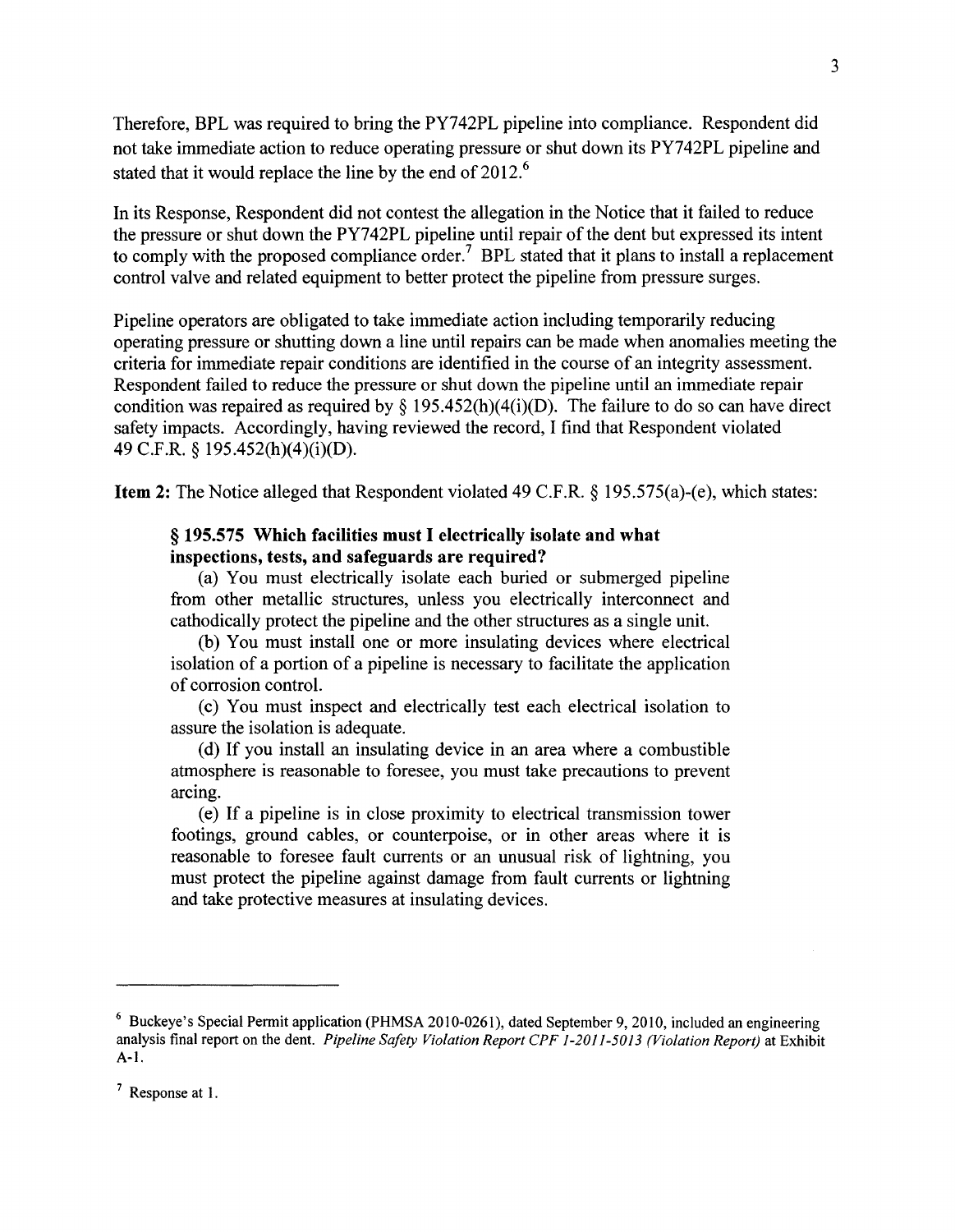Therefore, BPL was required to bring the PY742PL pipeline into compliance. Respondent did not take immediate action to reduce operating pressure or shut down its PY742PL pipeline and stated that it would replace the line by the end of 2012.[6]

In its Response, Respondent did not contest the allegation in the Notice that it failed to reduce the pressure or shut down the PY742PL pipeline until repair of the dent but expressed its intent to comply with the proposed compliance order.[7] BPL stated that it plans to install a replacement control valve and related equipment to better protect the pipeline from pressure surges.

Pipeline operators are obligated to take immediate action including temporarily reducing operating pressure or shutting down a line until repairs can be made when anomalies meeting the criteria for immediate repair conditions are identified in the course of an integrity assessment. Respondent failed to reduce the pressure or shut down the pipeline until an immediate repair condition was repaired as required by § 195.452(h)(4(i)(D). The failure to do so can have direct safety impacts. Accordingly, having reviewed the record, I find that Respondent violated 49 C.F.R. § 195.452(h)(4)(i)(D).

**Item 2:** The Notice alleged that Respondent violated 49 C.F.R. § 195.575(a)-(e), which states:

> **§ 195.575 Which facilities must I electrically isolate and what inspections, tests, and safeguards are required?**
>
> (a) You must electrically isolate each buried or submerged pipeline from other metallic structures, unless you electrically interconnect and cathodically protect the pipeline and the other structures as a single unit.
>
> (b) You must install one or more insulating devices where electrical isolation of a portion of a pipeline is necessary to facilitate the application of corrosion control.
>
> (c) You must inspect and electrically test each electrical isolation to assure the isolation is adequate.
>
> (d) If you install an insulating device in an area where a combustible atmosphere is reasonable to foresee, you must take precautions to prevent arcing.
>
> (e) If a pipeline is in close proximity to electrical transmission tower footings, ground cables, or counterpoise, or in other areas where it is reasonable to foresee fault currents or an unusual risk of lightning, you must protect the pipeline against damage from fault currents or lightning and take protective measures at insulating devices.

---

[6] Buckeye's Special Permit application (PHMSA 2010-0261), dated September 9, 2010, included an engineering analysis final report on the dent. *Pipeline Safety Violation Report CPF 1-2011-5013 (Violation Report)* at Exhibit A-1.

[7] Response at 1.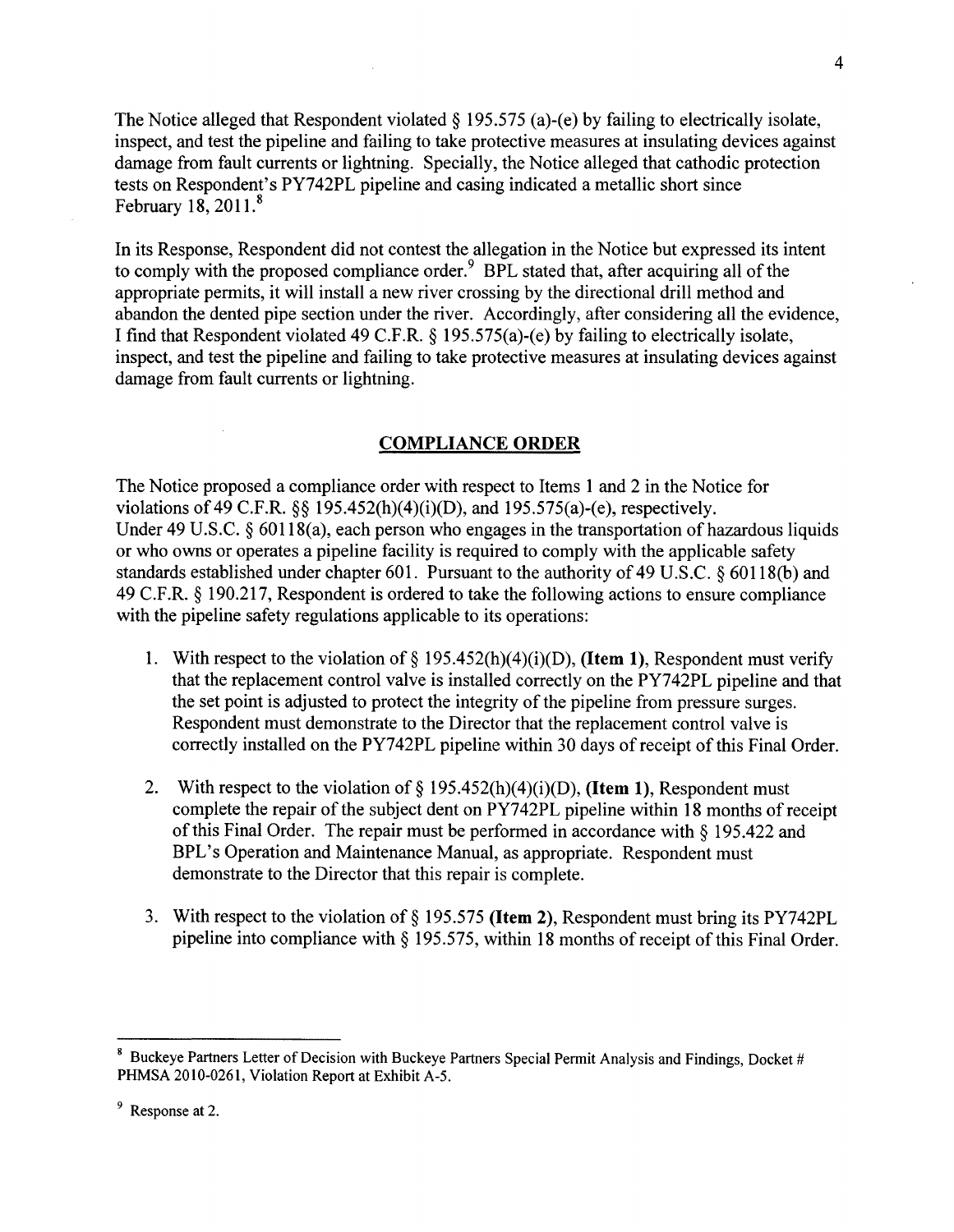The Notice alleged that Respondent violated § 195.575 (a)-(e) by failing to electrically isolate, inspect, and test the pipeline and failing to take protective measures at insulating devices against damage from fault currents or lightning. Specially, the Notice alleged that cathodic protection tests on Respondent's PY742PL pipeline and casing indicated a metallic short since February 18, 2011.[8]

In its Response, Respondent did not contest the allegation in the Notice but expressed its intent to comply with the proposed compliance order.[9] BPL stated that, after acquiring all of the appropriate permits, it will install a new river crossing by the directional drill method and abandon the dented pipe section under the river. Accordingly, after considering all the evidence, I find that Respondent violated 49 C.F.R. § 195.575(a)-(e) by failing to electrically isolate, inspect, and test the pipeline and failing to take protective measures at insulating devices against damage from fault currents or lightning.

## COMPLIANCE ORDER

The Notice proposed a compliance order with respect to Items 1 and 2 in the Notice for violations of 49 C.F.R. §§ 195.452(h)(4)(i)(D), and 195.575(a)-(e), respectively. Under 49 U.S.C. § 60118(a), each person who engages in the transportation of hazardous liquids or who owns or operates a pipeline facility is required to comply with the applicable safety standards established under chapter 601. Pursuant to the authority of 49 U.S.C. § 60118(b) and 49 C.F.R. § 190.217, Respondent is ordered to take the following actions to ensure compliance with the pipeline safety regulations applicable to its operations:

1. With respect to the violation of § 195.452(h)(4)(i)(D), **(Item 1)**, Respondent must verify that the replacement control valve is installed correctly on the PY742PL pipeline and that the set point is adjusted to protect the integrity of the pipeline from pressure surges. Respondent must demonstrate to the Director that the replacement control valve is correctly installed on the PY742PL pipeline within 30 days of receipt of this Final Order.

2. With respect to the violation of § 195.452(h)(4)(i)(D), **(Item 1)**, Respondent must complete the repair of the subject dent on PY742PL pipeline within 18 months of receipt of this Final Order. The repair must be performed in accordance with § 195.422 and BPL's Operation and Maintenance Manual, as appropriate. Respondent must demonstrate to the Director that this repair is complete.

3. With respect to the violation of § 195.575 **(Item 2)**, Respondent must bring its PY742PL pipeline into compliance with § 195.575, within 18 months of receipt of this Final Order.

---

[8] Buckeye Partners Letter of Decision with Buckeye Partners Special Permit Analysis and Findings, Docket # PHMSA 2010-0261, Violation Report at Exhibit A-5.

[9] Response at 2.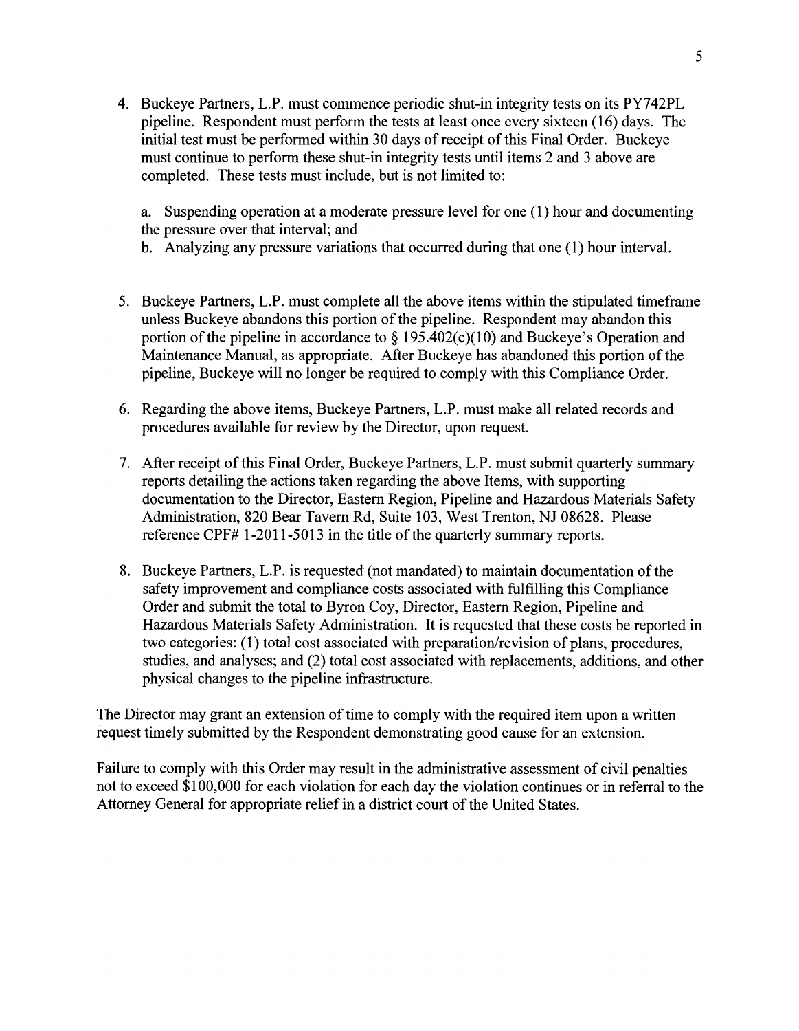4. Buckeye Partners, L.P. must commence periodic shut-in integrity tests on its PY742PL pipeline. Respondent must perform the tests at least once every sixteen (16) days. The initial test must be performed within 30 days of receipt of this Final Order. Buckeye must continue to perform these shut-in integrity tests until items 2 and 3 above are completed. These tests must include, but is not limited to:

   a. Suspending operation at a moderate pressure level for one (1) hour and documenting the pressure over that interval; and

   b. Analyzing any pressure variations that occurred during that one (1) hour interval.

5. Buckeye Partners, L.P. must complete all the above items within the stipulated timeframe unless Buckeye abandons this portion of the pipeline. Respondent may abandon this portion of the pipeline in accordance to § 195.402(c)(10) and Buckeye's Operation and Maintenance Manual, as appropriate. After Buckeye has abandoned this portion of the pipeline, Buckeye will no longer be required to comply with this Compliance Order.

6. Regarding the above items, Buckeye Partners, L.P. must make all related records and procedures available for review by the Director, upon request.

7. After receipt of this Final Order, Buckeye Partners, L.P. must submit quarterly summary reports detailing the actions taken regarding the above Items, with supporting documentation to the Director, Eastern Region, Pipeline and Hazardous Materials Safety Administration, 820 Bear Tavern Rd, Suite 103, West Trenton, NJ 08628. Please reference CPF# 1-2011-5013 in the title of the quarterly summary reports.

8. Buckeye Partners, L.P. is requested (not mandated) to maintain documentation of the safety improvement and compliance costs associated with fulfilling this Compliance Order and submit the total to Byron Coy, Director, Eastern Region, Pipeline and Hazardous Materials Safety Administration. It is requested that these costs be reported in two categories: (1) total cost associated with preparation/revision of plans, procedures, studies, and analyses; and (2) total cost associated with replacements, additions, and other physical changes to the pipeline infrastructure.

The Director may grant an extension of time to comply with the required item upon a written request timely submitted by the Respondent demonstrating good cause for an extension.

Failure to comply with this Order may result in the administrative assessment of civil penalties not to exceed $100,000 for each violation for each day the violation continues or in referral to the Attorney General for appropriate relief in a district court of the United States.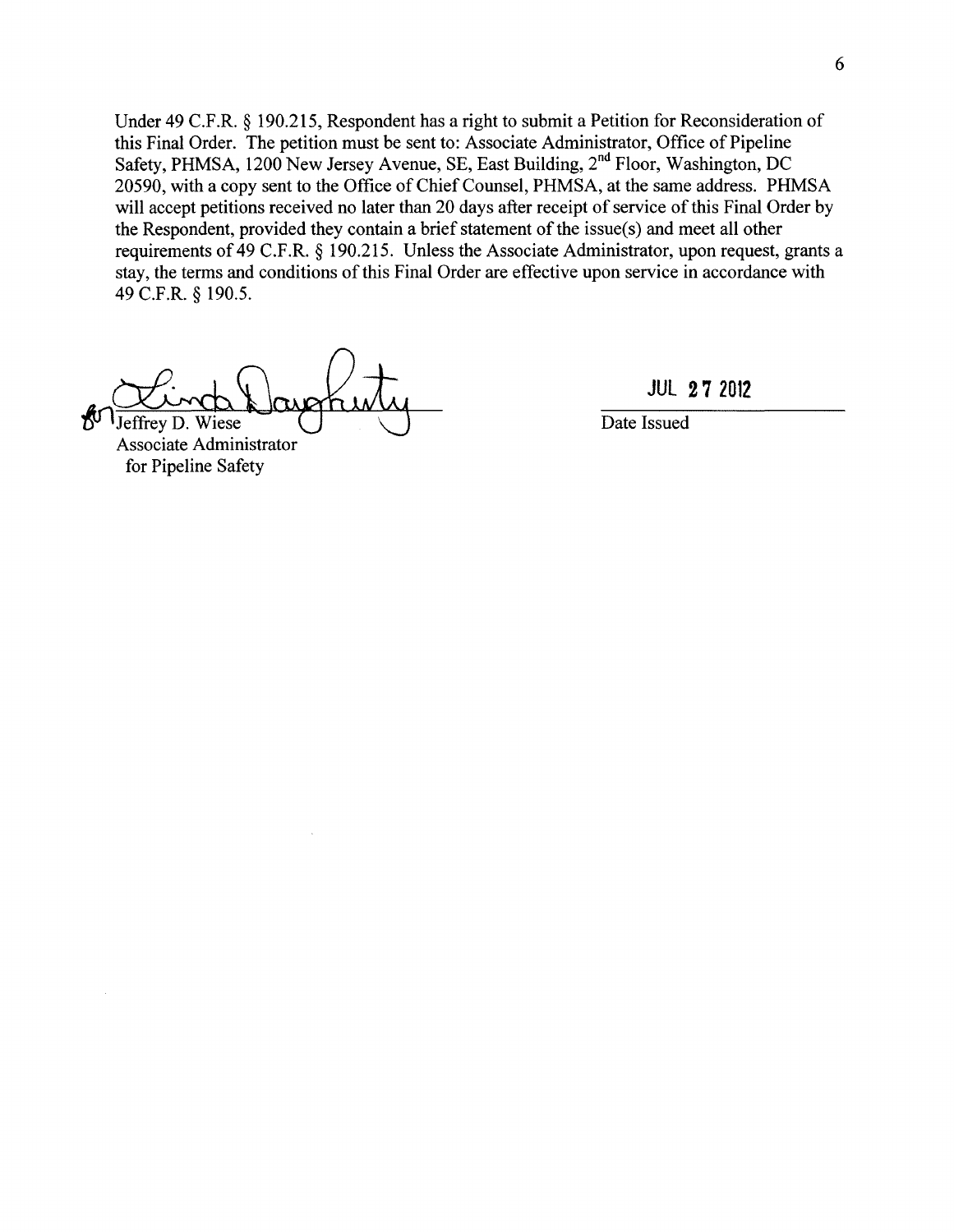Under 49 C.F.R. § 190.215, Respondent has a right to submit a Petition for Reconsideration of this Final Order. The petition must be sent to: Associate Administrator, Office of Pipeline Safety, PHMSA, 1200 New Jersey Avenue, SE, East Building, 2nd Floor, Washington, DC 20590, with a copy sent to the Office of Chief Counsel, PHMSA, at the same address. PHMSA will accept petitions received no later than 20 days after receipt of service of this Final Order by the Respondent, provided they contain a brief statement of the issue(s) and meet all other requirements of 49 C.F.R. § 190.215. Unless the Associate Administrator, upon request, grants a stay, the terms and conditions of this Final Order are effective upon service in accordance with 49 C.F.R. § 190.5.

for Jeffrey D. Wiese
Associate Administrator
for Pipeline Safety

JUL 27 2012

Date Issued